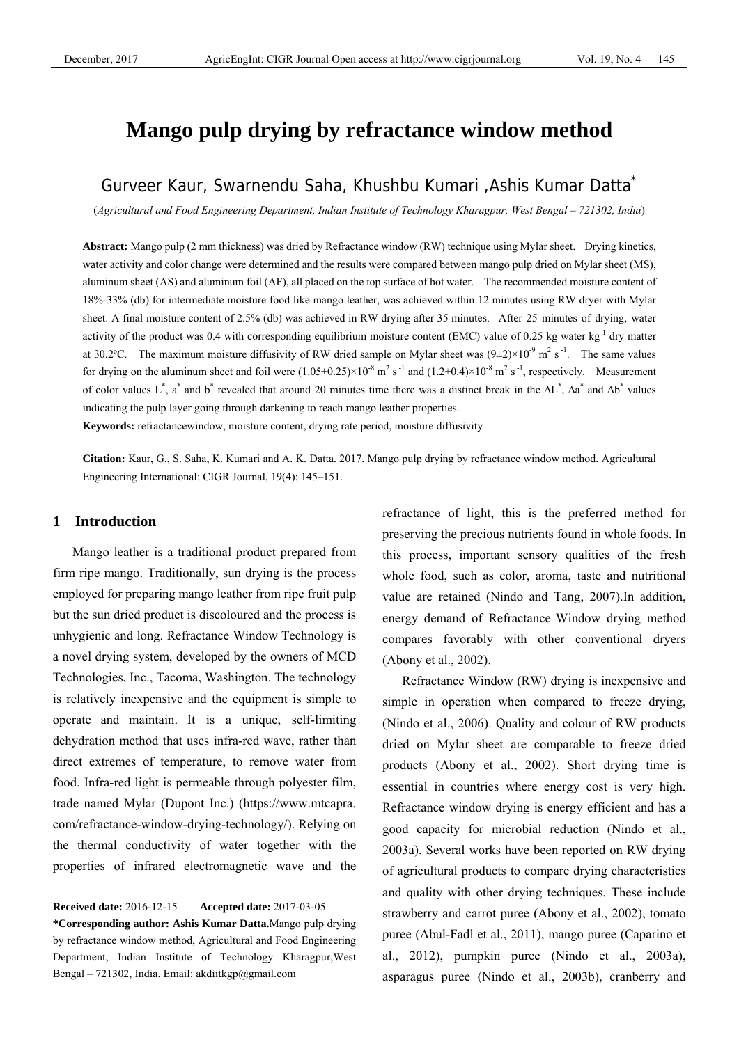# Mango pulp drying by refractance window method

## Gurveer Kaur, Swarnendu Saha, Khushbu Kumari ,Ashis Kumar Datta*

(*Agricultural and Food Engineering Department, Indian Institute of Technology Kharagpur, West Bengal – 721302, India*)

**Abstract:** Mango pulp (2 mm thickness) was dried by Refractance window (RW) technique using Mylar sheet. Drying kinetics, water activity and color change were determined and the results were compared between mango pulp dried on Mylar sheet (MS), aluminum sheet (AS) and aluminum foil (AF), all placed on the top surface of hot water. The recommended moisture content of 18%-33% (db) for intermediate moisture food like mango leather, was achieved within 12 minutes using RW dryer with Mylar sheet. A final moisture content of 2.5% (db) was achieved in RW drying after 35 minutes. After 25 minutes of drying, water activity of the product was 0.4 with corresponding equilibrium moisture content (EMC) value of 0.25 kg water kg$^{-1}$ dry matter at 30.2ºC. The maximum moisture diffusivity of RW dried sample on Mylar sheet was $(9\pm2)\times10^{-9}$ m$^2$ s$^{-1}$. The same values for drying on the aluminum sheet and foil were $(1.05\pm0.25)\times10^{-8}$ m$^2$ s$^{-1}$ and $(1.2\pm0.4)\times10^{-8}$ m$^2$ s$^{-1}$, respectively. Measurement of color values $L^*$, $a^*$ and $b^*$ revealed that around 20 minutes time there was a distinct break in the $\Delta L^*$, $\Delta a^*$ and $\Delta b^*$ values indicating the pulp layer going through darkening to reach mango leather properties.

**Keywords:** refractancewindow, moisture content, drying rate period, moisture diffusivity

**Citation:** Kaur, G., S. Saha, K. Kumari and A. K. Datta. 2017. Mango pulp drying by refractance window method. Agricultural Engineering International: CIGR Journal, 19(4): 145–151.

## 1 Introduction

Mango leather is a traditional product prepared from firm ripe mango. Traditionally, sun drying is the process employed for preparing mango leather from ripe fruit pulp but the sun dried product is discoloured and the process is unhygienic and long. Refractance Window Technology is a novel drying system, developed by the owners of MCD Technologies, Inc., Tacoma, Washington. The technology is relatively inexpensive and the equipment is simple to operate and maintain. It is a unique, self-limiting dehydration method that uses infra-red wave, rather than direct extremes of temperature, to remove water from food. Infra-red light is permeable through polyester film, trade named Mylar (Dupont Inc.) (https://www.mtcapra.com/refractance-window-drying-technology/). Relying on the thermal conductivity of water together with the properties of infrared electromagnetic wave and the refractance of light, this is the preferred method for preserving the precious nutrients found in whole foods. In this process, important sensory qualities of the fresh whole food, such as color, aroma, taste and nutritional value are retained (Nindo and Tang, 2007).In addition, energy demand of Refractance Window drying method compares favorably with other conventional dryers (Abony et al., 2002).

Refractance Window (RW) drying is inexpensive and simple in operation when compared to freeze drying, (Nindo et al., 2006). Quality and colour of RW products dried on Mylar sheet are comparable to freeze dried products (Abony et al., 2002). Short drying time is essential in countries where energy cost is very high. Refractance window drying is energy efficient and has a good capacity for microbial reduction (Nindo et al., 2003a). Several works have been reported on RW drying of agricultural products to compare drying characteristics and quality with other drying techniques. These include strawberry and carrot puree (Abony et al., 2002), tomato puree (Abul-Fadl et al., 2011), mango puree (Caparino et al., 2012), pumpkin puree (Nindo et al., 2003a), asparagus puree (Nindo et al., 2003b), cranberry and

---

**Received date:** 2016-12-15 **Accepted date:** 2017-03-05

***Corresponding author: Ashis Kumar Datta.** Mango pulp drying by refractance window method, Agricultural and Food Engineering Department, Indian Institute of Technology Kharagpur,West Bengal – 721302, India. Email: akdiitkgp@gmail.com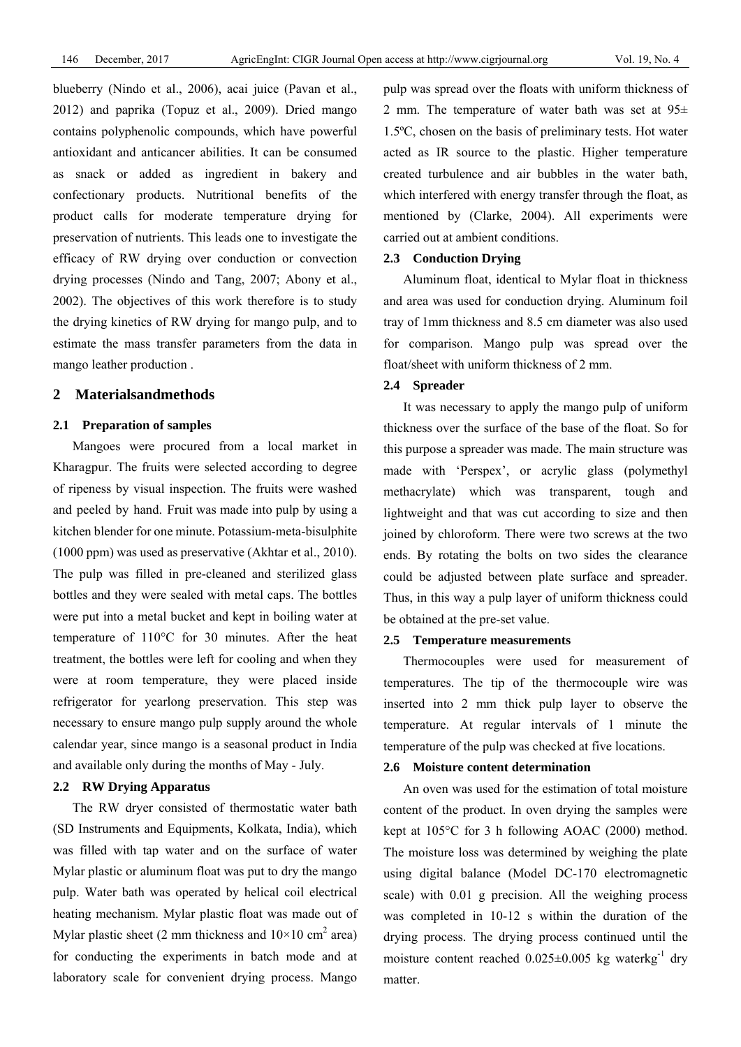blueberry (Nindo et al., 2006), acai juice (Pavan et al., 2012) and paprika (Topuz et al., 2009). Dried mango contains polyphenolic compounds, which have powerful antioxidant and anticancer abilities. It can be consumed as snack or added as ingredient in bakery and confectionary products. Nutritional benefits of the product calls for moderate temperature drying for preservation of nutrients. This leads one to investigate the efficacy of RW drying over conduction or convection drying processes (Nindo and Tang, 2007; Abony et al., 2002). The objectives of this work therefore is to study the drying kinetics of RW drying for mango pulp, and to estimate the mass transfer parameters from the data in mango leather production .

## 2 Materialsandmethods

### 2.1 Preparation of samples

Mangoes were procured from a local market in Kharagpur. The fruits were selected according to degree of ripeness by visual inspection. The fruits were washed and peeled by hand. Fruit was made into pulp by using a kitchen blender for one minute. Potassium-meta-bisulphite (1000 ppm) was used as preservative (Akhtar et al., 2010). The pulp was filled in pre-cleaned and sterilized glass bottles and they were sealed with metal caps. The bottles were put into a metal bucket and kept in boiling water at temperature of 110°C for 30 minutes. After the heat treatment, the bottles were left for cooling and when they were at room temperature, they were placed inside refrigerator for yearlong preservation. This step was necessary to ensure mango pulp supply around the whole calendar year, since mango is a seasonal product in India and available only during the months of May - July.

### 2.2 RW Drying Apparatus

The RW dryer consisted of thermostatic water bath (SD Instruments and Equipments, Kolkata, India), which was filled with tap water and on the surface of water Mylar plastic or aluminum float was put to dry the mango pulp. Water bath was operated by helical coil electrical heating mechanism. Mylar plastic float was made out of Mylar plastic sheet (2 mm thickness and $10×10$ $cm^2$ area) for conducting the experiments in batch mode and at laboratory scale for convenient drying process. Mango pulp was spread over the floats with uniform thickness of 2 mm. The temperature of water bath was set at 95± 1.5ºC, chosen on the basis of preliminary tests. Hot water acted as IR source to the plastic. Higher temperature created turbulence and air bubbles in the water bath, which interfered with energy transfer through the float, as mentioned by (Clarke, 2004). All experiments were carried out at ambient conditions.

### 2.3 Conduction Drying

Aluminum float, identical to Mylar float in thickness and area was used for conduction drying. Aluminum foil tray of 1mm thickness and 8.5 cm diameter was also used for comparison. Mango pulp was spread over the float/sheet with uniform thickness of 2 mm.

### 2.4 Spreader

It was necessary to apply the mango pulp of uniform thickness over the surface of the base of the float. So for this purpose a spreader was made. The main structure was made with 'Perspex', or acrylic glass (polymethyl methacrylate) which was transparent, tough and lightweight and that was cut according to size and then joined by chloroform. There were two screws at the two ends. By rotating the bolts on two sides the clearance could be adjusted between plate surface and spreader. Thus, in this way a pulp layer of uniform thickness could be obtained at the pre-set value.

### 2.5 Temperature measurements

Thermocouples were used for measurement of temperatures. The tip of the thermocouple wire was inserted into 2 mm thick pulp layer to observe the temperature. At regular intervals of 1 minute the temperature of the pulp was checked at five locations.

### 2.6 Moisture content determination

An oven was used for the estimation of total moisture content of the product. In oven drying the samples were kept at 105°C for 3 h following AOAC (2000) method. The moisture loss was determined by weighing the plate using digital balance (Model DC-170 electromagnetic scale) with 0.01 g precision. All the weighing process was completed in 10-12 s within the duration of the drying process. The drying process continued until the moisture content reached 0.025±0.005 kg water$kg^{-1}$ dry matter.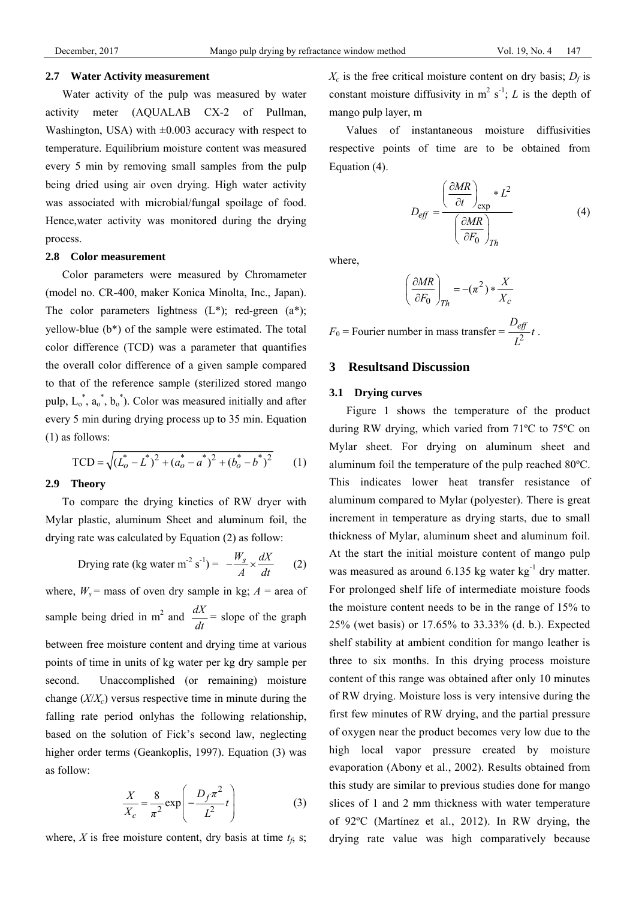### 2.7 Water Activity measurement

Water activity of the pulp was measured by water activity meter (AQUALAB CX-2 of Pullman, Washington, USA) with ±0.003 accuracy with respect to temperature. Equilibrium moisture content was measured every 5 min by removing small samples from the pulp being dried using air oven drying. High water activity was associated with microbial/fungal spoilage of food. Hence,water activity was monitored during the drying process.

### 2.8 Color measurement

Color parameters were measured by Chromameter (model no. CR-400, maker Konica Minolta, Inc., Japan). The color parameters lightness (L*); red-green (a*); yellow-blue (b*) of the sample were estimated. The total color difference (TCD) was a parameter that quantifies the overall color difference of a given sample compared to that of the reference sample (sterilized stored mango pulp, $L_o^*$, $a_o^*$, $b_o^*$). Color was measured initially and after every 5 min during drying process up to 35 min. Equation (1) as follows:

$$\text{TCD} = \sqrt{(L_o^* - L^*)^2 + (a_o^* - a^*)^2 + (b_o^* - b^*)^2} \qquad (1)$$

### 2.9 Theory

To compare the drying kinetics of RW dryer with Mylar plastic, aluminum Sheet and aluminum foil, the drying rate was calculated by Equation (2) as follow:

$$\text{Drying rate (kg water m}^{-2}\text{ s}^{-1}) = -\frac{W_s}{A} \times \frac{dX}{dt} \qquad (2)$$

where, $W_s$ = mass of oven dry sample in kg; $A$ = area of sample being dried in m$^2$ and $\frac{dX}{dt}$ = slope of the graph between free moisture content and drying time at various points of time in units of kg water per kg dry sample per second. Unaccomplished (or remaining) moisture change ($X/X_c$) versus respective time in minute during the falling rate period onlyhas the following relationship, based on the solution of Fick's second law, neglecting higher order terms (Geankoplis, 1997). Equation (3) was as follow:

$$\frac{X}{X_c} = \frac{8}{\pi^2}\exp\left(-\frac{D_f \pi^2}{L^2}t\right) \qquad (3)$$

where, $X$ is free moisture content, dry basis at time $t_f$, s; $X_c$ is the free critical moisture content on dry basis; $D_f$ is constant moisture diffusivity in m$^2$ s$^{-1}$; $L$ is the depth of mango pulp layer, m

Values of instantaneous moisture diffusivities respective points of time are to be obtained from Equation (4).

$$D_{eff} = \frac{\left(\frac{\partial MR}{\partial t}\right)_{\exp} * L^2}{\left(\frac{\partial MR}{\partial F_0}\right)_{Th}} \qquad (4)$$

where,

$$\left(\frac{\partial MR}{\partial F_0}\right)_{Th} = -(\pi^2) * \frac{X}{X_c}$$

$F_0$ = Fourier number in mass transfer = $\frac{D_{eff}}{L^2}t$ .

## 3 Resultsand Discussion

### 3.1 Drying curves

Figure 1 shows the temperature of the product during RW drying, which varied from 71ºC to 75ºC on Mylar sheet. For drying on aluminum sheet and aluminum foil the temperature of the pulp reached 80ºC. This indicates lower heat transfer resistance of aluminum compared to Mylar (polyester). There is great increment in temperature as drying starts, due to small thickness of Mylar, aluminum sheet and aluminum foil. At the start the initial moisture content of mango pulp was measured as around 6.135 kg water kg$^{-1}$ dry matter. For prolonged shelf life of intermediate moisture foods the moisture content needs to be in the range of 15% to 25% (wet basis) or 17.65% to 33.33% (d. b.). Expected shelf stability at ambient condition for mango leather is three to six months. In this drying process moisture content of this range was obtained after only 10 minutes of RW drying. Moisture loss is very intensive during the first few minutes of RW drying, and the partial pressure of oxygen near the product becomes very low due to the high local vapor pressure created by moisture evaporation (Abony et al., 2002). Results obtained from this study are similar to previous studies done for mango slices of 1 and 2 mm thickness with water temperature of 92ºC (Martínez et al., 2012). In RW drying, the drying rate value was high comparatively because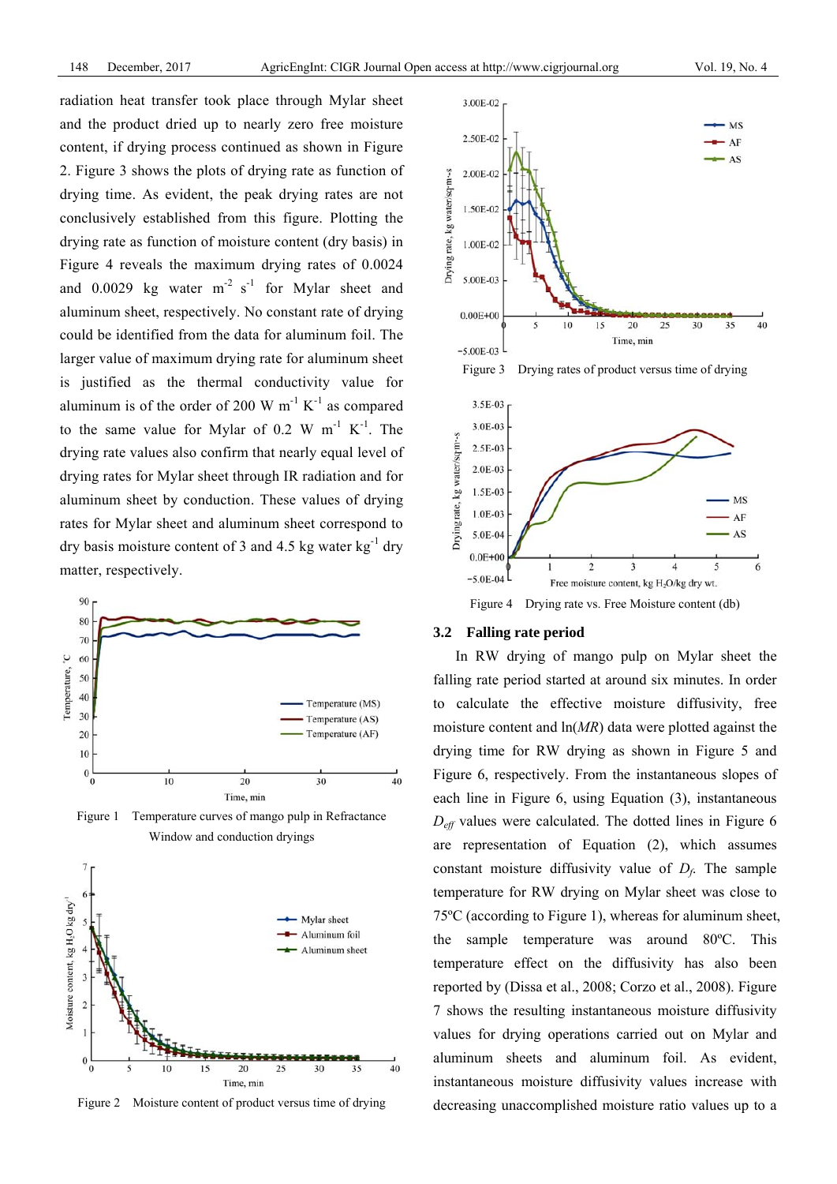radiation heat transfer took place through Mylar sheet and the product dried up to nearly zero free moisture content, if drying process continued as shown in Figure 2. Figure 3 shows the plots of drying rate as function of drying time. As evident, the peak drying rates are not conclusively established from this figure. Plotting the drying rate as function of moisture content (dry basis) in Figure 4 reveals the maximum drying rates of 0.0024 and 0.0029 kg water $m^{-2}$ $s^{-1}$ for Mylar sheet and aluminum sheet, respectively. No constant rate of drying could be identified from the data for aluminum foil. The larger value of maximum drying rate for aluminum sheet is justified as the thermal conductivity value for aluminum is of the order of 200 W $m^{-1}$ $K^{-1}$ as compared to the same value for Mylar of 0.2 W $m^{-1}$ $K^{-1}$. The drying rate values also confirm that nearly equal level of drying rates for Mylar sheet through IR radiation and for aluminum sheet by conduction. These values of drying rates for Mylar sheet and aluminum sheet correspond to dry basis moisture content of 3 and 4.5 kg water $kg^{-1}$ dry matter, respectively.

Figure 1 Temperature curves of mango pulp in Refractance Window and conduction dryings

Figure 2 Moisture content of product versus time of drying

Figure 3 Drying rates of product versus time of drying

Figure 4 Drying rate vs. Free Moisture content (db)

### 3.2 Falling rate period

In RW drying of mango pulp on Mylar sheet the falling rate period started at around six minutes. In order to calculate the effective moisture diffusivity, free moisture content and ln(*MR*) data were plotted against the drying time for RW drying as shown in Figure 5 and Figure 6, respectively. From the instantaneous slopes of each line in Figure 6, using Equation (3), instantaneous $D_{eff}$ values were calculated. The dotted lines in Figure 6 are representation of Equation (2), which assumes constant moisture diffusivity value of $D_f$. The sample temperature for RW drying on Mylar sheet was close to 75ºC (according to Figure 1), whereas for aluminum sheet, the sample temperature was around 80ºC. This temperature effect on the diffusivity has also been reported by (Dissa et al., 2008; Corzo et al., 2008). Figure 7 shows the resulting instantaneous moisture diffusivity values for drying operations carried out on Mylar and aluminum sheets and aluminum foil. As evident, instantaneous moisture diffusivity values increase with decreasing unaccomplished moisture ratio values up to a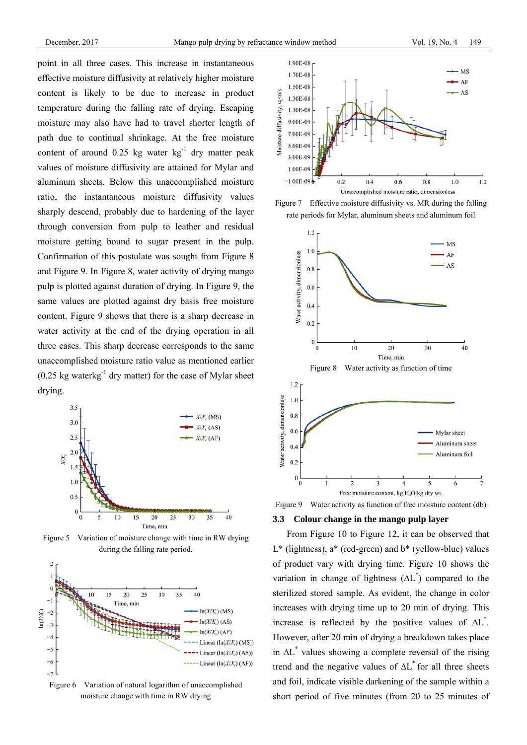point in all three cases. This increase in instantaneous effective moisture diffusivity at relatively higher moisture content is likely to be due to increase in product temperature during the falling rate of drying. Escaping moisture may also have had to travel shorter length of path due to continual shrinkage. At the free moisture content of around 0.25 kg water $kg^{-1}$ dry matter peak values of moisture diffusivity are attained for Mylar and aluminum sheets. Below this unaccomplished moisture ratio, the instantaneous moisture diffusivity values sharply descend, probably due to hardening of the layer through conversion from pulp to leather and residual moisture getting bound to sugar present in the pulp. Confirmation of this postulate was sought from Figure 8 and Figure 9. In Figure 8, water activity of drying mango pulp is plotted against duration of drying. In Figure 9, the same values are plotted against dry basis free moisture content. Figure 9 shows that there is a sharp decrease in water activity at the end of the drying operation in all three cases. This sharp decrease corresponds to the same unaccomplished moisture ratio value as mentioned earlier (0.25 kg water$kg^{-1}$ dry matter) for the case of Mylar sheet drying.

Figure 5 Variation of moisture change with time in RW drying during the falling rate period.

Figure 6 Variation of natural logarithm of unaccomplished moisture change with time in RW drying

Figure 7 Effective moisture diffusivity vs. MR during the falling rate periods for Mylar, aluminum sheets and aluminum foil

Figure 8 Water activity as function of time

Figure 9 Water activity as function of free moisture content (db)

### 3.3 Colour change in the mango pulp layer

From Figure 10 to Figure 12, it can be observed that L* (lightness), a* (red-green) and b* (yellow-blue) values of product vary with drying time. Figure 10 shows the variation in change of lightness ($\Delta L^*$) compared to the sterilized stored sample. As evident, the change in color increases with drying time up to 20 min of drying. This increase is reflected by the positive values of $\Delta L^*$. However, after 20 min of drying a breakdown takes place in $\Delta L^*$ values showing a complete reversal of the rising trend and the negative values of $\Delta L^*$ for all three sheets and foil, indicate visible darkening of the sample within a short period of five minutes (from 20 to 25 minutes of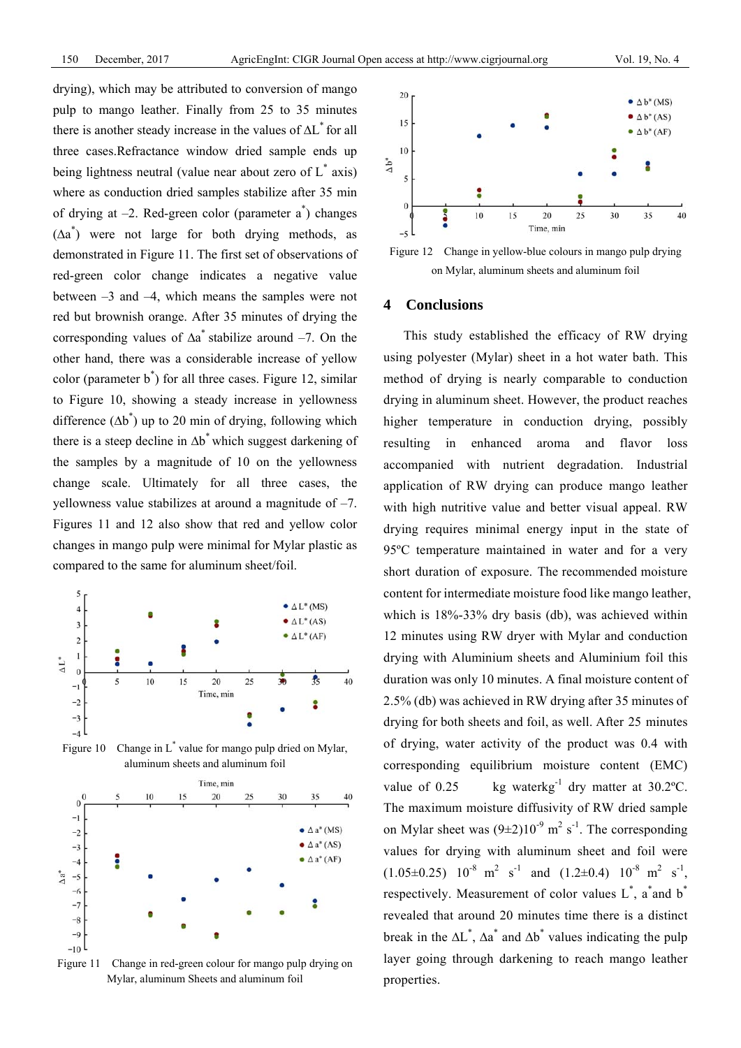drying), which may be attributed to conversion of mango pulp to mango leather. Finally from 25 to 35 minutes there is another steady increase in the values of $\Delta L^*$ for all three cases.Refractance window dried sample ends up being lightness neutral (value near about zero of $L^*$ axis) where as conduction dried samples stabilize after 35 min of drying at –2. Red-green color (parameter $a^*$) changes ($\Delta a^*$) were not large for both drying methods, as demonstrated in Figure 11. The first set of observations of red-green color change indicates a negative value between –3 and –4, which means the samples were not red but brownish orange. After 35 minutes of drying the corresponding values of $\Delta a^*$ stabilize around –7. On the other hand, there was a considerable increase of yellow color (parameter $b^*$) for all three cases. Figure 12, similar to Figure 10, showing a steady increase in yellowness difference ($\Delta b^*$) up to 20 min of drying, following which there is a steep decline in $\Delta b^*$ which suggest darkening of the samples by a magnitude of 10 on the yellowness change scale. Ultimately for all three cases, the yellowness value stabilizes at around a magnitude of –7. Figures 11 and 12 also show that red and yellow color changes in mango pulp were minimal for Mylar plastic as compared to the same for aluminum sheet/foil.

Figure 10 Change in $L^*$ value for mango pulp dried on Mylar, aluminum sheets and aluminum foil

Figure 11 Change in red-green colour for mango pulp drying on Mylar, aluminum Sheets and aluminum foil

Figure 12 Change in yellow-blue colours in mango pulp drying on Mylar, aluminum sheets and aluminum foil

## 4 Conclusions

This study established the efficacy of RW drying using polyester (Mylar) sheet in a hot water bath. This method of drying is nearly comparable to conduction drying in aluminum sheet. However, the product reaches higher temperature in conduction drying, possibly resulting in enhanced aroma and flavor loss accompanied with nutrient degradation. Industrial application of RW drying can produce mango leather with high nutritive value and better visual appeal. RW drying requires minimal energy input in the state of 95°C temperature maintained in water and for a very short duration of exposure. The recommended moisture content for intermediate moisture food like mango leather, which is 18%-33% dry basis (db), was achieved within 12 minutes using RW dryer with Mylar and conduction drying with Aluminium sheets and Aluminium foil this duration was only 10 minutes. A final moisture content of 2.5% (db) was achieved in RW drying after 35 minutes of drying for both sheets and foil, as well. After 25 minutes of drying, water activity of the product was 0.4 with corresponding equilibrium moisture content (EMC) value of 0.25 kg water$\text{kg}^{-1}$ dry matter at 30.2°C. The maximum moisture diffusivity of RW dried sample on Mylar sheet was $(9\pm2)10^{-9}$ $\text{m}^2$ $\text{s}^{-1}$. The corresponding values for drying with aluminum sheet and foil were $(1.05\pm0.25)$ $10^{-8}$ $\text{m}^2$ $\text{s}^{-1}$ and $(1.2\pm0.4)$ $10^{-8}$ $\text{m}^2$ $\text{s}^{-1}$, respectively. Measurement of color values $L^*$, $a^*$and $b^*$ revealed that around 20 minutes time there is a distinct break in the $\Delta L^*$, $\Delta a^*$ and $\Delta b^*$ values indicating the pulp layer going through darkening to reach mango leather properties.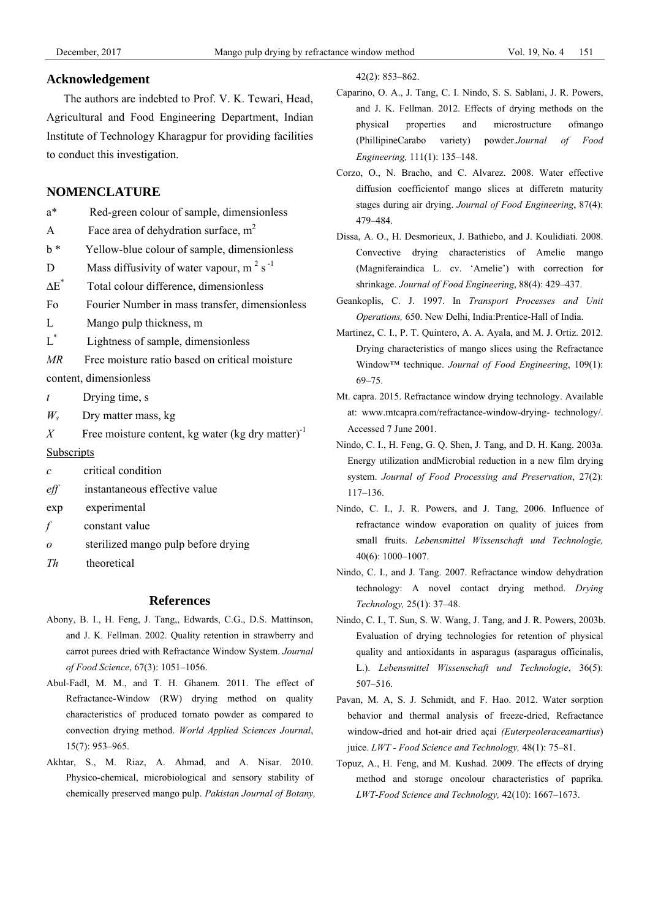## Acknowledgement

The authors are indebted to Prof. V. K. Tewari, Head, Agricultural and Food Engineering Department, Indian Institute of Technology Kharagpur for providing facilities to conduct this investigation.

## NOMENCLATURE

a* Red-green colour of sample, dimensionless

A Face area of dehydration surface, $m^2$

b * Yellow-blue colour of sample, dimensionless

D Mass diffusivity of water vapour, $m^2 s^{-1}$

$\Delta E^*$ Total colour difference, dimensionless

Fo Fourier Number in mass transfer, dimensionless

L Mango pulp thickness, m

$L^*$ Lightness of sample, dimensionless

*MR* Free moisture ratio based on critical moisture content, dimensionless

*t* Drying time, s

$W_s$ Dry matter mass, kg

*X* Free moisture content, kg water (kg dry matter)$^{-1}$

Subscripts

*c* critical condition

*eff* instantaneous effective value

exp experimental

*f* constant value

*o* sterilized mango pulp before drying

*Th* theoretical

## References

Abony, B. I., H. Feng, J. Tang,, Edwards, C.G., D.S. Mattinson, and J. K. Fellman. 2002. Quality retention in strawberry and carrot purees dried with Refractance Window System. *Journal of Food Science*, 67(3): 1051–1056.

Abul-Fadl, M. M., and T. H. Ghanem. 2011. The effect of Refractance-Window (RW) drying method on quality characteristics of produced tomato powder as compared to convection drying method. *World Applied Sciences Journal*, 15(7): 953–965.

Akhtar, S., M. Riaz, A. Ahmad, and A. Nisar. 2010. Physico-chemical, microbiological and sensory stability of chemically preserved mango pulp. *Pakistan Journal of Botany,* 42(2): 853–862.

Caparino, O. A., J. Tang, C. I. Nindo, S. S. Sablani, J. R. Powers, and J. K. Fellman. 2012. Effects of drying methods on the physical properties and microstructure ofmango (PhillipineCarabo variety) powder.*Journal of Food Engineering,* 111(1): 135–148.

Corzo, O., N. Bracho, and C. Alvarez. 2008. Water effective diffusion coefficientof mango slices at differetn maturity stages during air drying. *Journal of Food Engineering*, 87(4): 479–484.

Dissa, A. O., H. Desmorieux, J. Bathiebo, and J. Koulidiati. 2008. Convective drying characteristics of Amelie mango (Magniferaindica L. cv. 'Amelie') with correction for shrinkage. *Journal of Food Engineering*, 88(4): 429–437.

Geankoplis, C. J. 1997. In *Transport Processes and Unit Operations,* 650. New Delhi, India:Prentice-Hall of India.

Martinez, C. I., P. T. Quintero, A. A. Ayala, and M. J. Ortiz. 2012. Drying characteristics of mango slices using the Refractance Window™ technique. *Journal of Food Engineering*, 109(1): 69–75.

Mt. capra. 2015. Refractance window drying technology. Available at: www.mtcapra.com/refractance-window-drying- technology/. Accessed 7 June 2001.

Nindo, C. I., H. Feng, G. Q. Shen, J. Tang, and D. H. Kang. 2003a. Energy utilization andMicrobial reduction in a new film drying system. *Journal of Food Processing and Preservation*, 27(2): 117–136.

Nindo, C. I., J. R. Powers, and J. Tang, 2006. Influence of refractance window evaporation on quality of juices from small fruits. *Lebensmittel Wissenschaft und Technologie,* 40(6): 1000–1007.

Nindo, C. I., and J. Tang. 2007. Refractance window dehydration technology: A novel contact drying method. *Drying Technology,* 25(1): 37–48.

Nindo, C. I., T. Sun, S. W. Wang, J. Tang, and J. R. Powers, 2003b. Evaluation of drying technologies for retention of physical quality and antioxidants in asparagus (asparagus officinalis, L.). *Lebensmittel Wissenschaft und Technologie*, 36(5): 507–516.

Pavan, M. A, S. J. Schmidt, and F. Hao. 2012. Water sorption behavior and thermal analysis of freeze-dried, Refractance window-dried and hot-air dried açaí *(Euterpeoleraceamartius*) juice. *LWT - Food Science and Technology,* 48(1): 75–81.

Topuz, A., H. Feng, and M. Kushad. 2009. The effects of drying method and storage oncolour characteristics of paprika. *LWT-Food Science and Technology,* 42(10): 1667–1673.